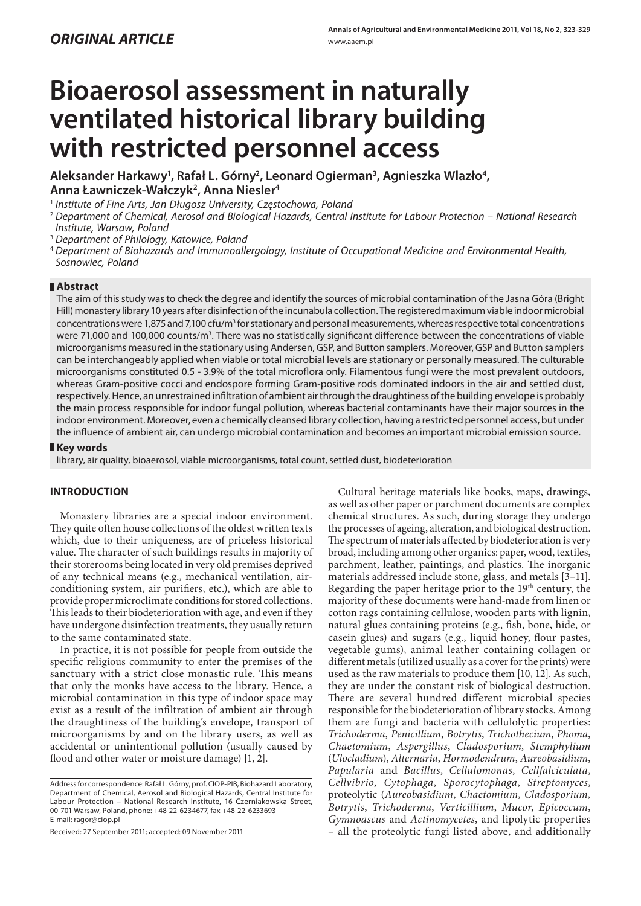*ORIGINAL ARTICLE*

# Bioaerosol assessment in naturally ventilated historical library building with restricted personnel access

**Aleksander Harkawy[1], Rafał L. Górny[2], Leonard Ogierman[3], Agnieszka Wlazło[4], Anna Ławniczek-Wałczyk[2], Anna Niesler[4]**

[1] *Institute of Fine Arts, Jan Długosz University, Częstochowa, Poland*
[2] *Department of Chemical, Aerosol and Biological Hazards, Central Institute for Labour Protection – National Research Institute, Warsaw, Poland*
[3] *Department of Philology, Katowice, Poland*
[4] *Department of Biohazards and Immunoallergology, Institute of Occupational Medicine and Environmental Health, Sosnowiec, Poland*

## Abstract

The aim of this study was to check the degree and identify the sources of microbial contamination of the Jasna Góra (Bright Hill) monastery library 10 years after disinfection of the incunabula collection. The registered maximum viable indoor microbial concentrations were 1,875 and 7,100 cfu/m$^3$ for stationary and personal measurements, whereas respective total concentrations were 71,000 and 100,000 counts/m$^3$. There was no statistically significant difference between the concentrations of viable microorganisms measured in the stationary using Andersen, GSP, and Button samplers. Moreover, GSP and Button samplers can be interchangeably applied when viable or total microbial levels are stationary or personally measured. The culturable microorganisms constituted 0.5 - 3.9% of the total microflora only. Filamentous fungi were the most prevalent outdoors, whereas Gram-positive cocci and endospore forming Gram-positive rods dominated indoors in the air and settled dust, respectively. Hence, an unrestrained infiltration of ambient air through the draughtiness of the building envelope is probably the main process responsible for indoor fungal pollution, whereas bacterial contaminants have their major sources in the indoor environment. Moreover, even a chemically cleansed library collection, having a restricted personnel access, but under the influence of ambient air, can undergo microbial contamination and becomes an important microbial emission source.

## Key words

library, air quality, bioaerosol, viable microorganisms, total count, settled dust, biodeterioration

## INTRODUCTION

Monastery libraries are a special indoor environment. They quite often house collections of the oldest written texts which, due to their uniqueness, are of priceless historical value. The character of such buildings results in majority of their storerooms being located in very old premises deprived of any technical means (e.g., mechanical ventilation, air-conditioning system, air purifiers, etc.), which are able to provide proper microclimate conditions for stored collections. This leads to their biodeterioration with age, and even if they have undergone disinfection treatments, they usually return to the same contaminated state.

In practice, it is not possible for people from outside the specific religious community to enter the premises of the sanctuary with a strict close monastic rule. This means that only the monks have access to the library. Hence, a microbial contamination in this type of indoor space may exist as a result of the infiltration of ambient air through the draughtiness of the building's envelope, transport of microorganisms by and on the library users, as well as accidental or unintentional pollution (usually caused by flood and other water or moisture damage) [1, 2].

Address for correspondence: Rafał L. Górny, prof. CIOP-PIB, Biohazard Laboratory, Department of Chemical, Aerosol and Biological Hazards, Central Institute for Labour Protection – National Research Institute, 16 Czerniakowska Street, 00-701 Warsaw, Poland, phone: +48-22-6234677, fax +48-22-6233693
E-mail: ragor@ciop.pl

Received: 27 September 2011; accepted: 09 November 2011

Cultural heritage materials like books, maps, drawings, as well as other paper or parchment documents are complex chemical structures. As such, during storage they undergo the processes of ageing, alteration, and biological destruction. The spectrum of materials affected by biodeterioration is very broad, including among other organics: paper, wood, textiles, parchment, leather, paintings, and plastics. The inorganic materials addressed include stone, glass, and metals [3–11]. Regarding the paper heritage prior to the 19$^{th}$ century, the majority of these documents were hand-made from linen or cotton rags containing cellulose, wooden parts with lignin, natural glues containing proteins (e.g., fish, bone, hide, or casein glues) and sugars (e.g., liquid honey, flour pastes, vegetable gums), animal leather containing collagen or different metals (utilized usually as a cover for the prints) were used as the raw materials to produce them [10, 12]. As such, they are under the constant risk of biological destruction. There are several hundred different microbial species responsible for the biodeterioration of library stocks. Among them are fungi and bacteria with cellulolytic properties: *Trichoderma*, *Penicillium*, *Botrytis*, *Trichothecium*, *Phoma*, *Chaetomium*, *Aspergillus*, *Cladosporium, Stemphylium* (*Ulocladium*), *Alternaria*, *Hormodendrum*, *Aureobasidium*, *Papularia* and *Bacillus*, *Cellulomonas*, *Cellfalciculata*, *Cellvibrio*, *Cytophaga*, *Sporocytophaga*, *Streptomyces*, proteolytic (*Aureobasidium*, *Chaetomium*, *Cladosporium, Botrytis*, *Trichoderma*, *Verticillium*, *Mucor*, *Epicoccum*, *Gymnoascus* and *Actinomycetes*, and lipolytic properties – all the proteolytic fungi listed above, and additionally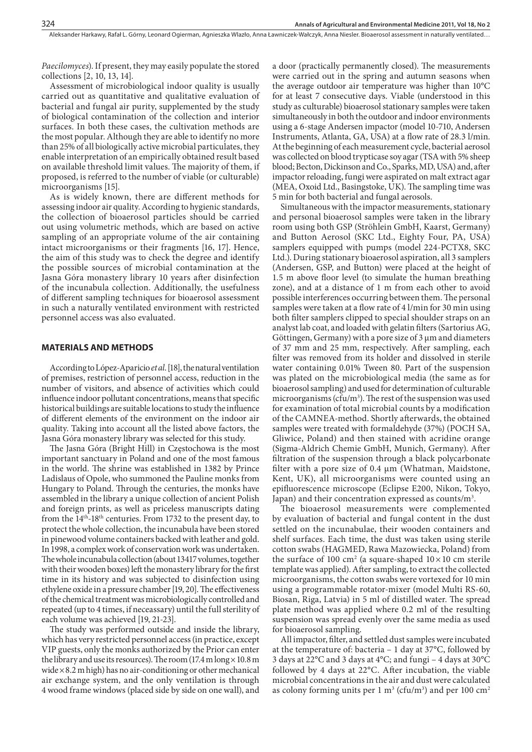*Paecilomyces*). If present, they may easily populate the stored collections [2, 10, 13, 14].

Assessment of microbiological indoor quality is usually carried out as quantitative and qualitative evaluation of bacterial and fungal air purity, supplemented by the study of biological contamination of the collection and interior surfaces. In both these cases, the cultivation methods are the most popular. Although they are able to identify no more than 25% of all biologically active microbial particulates, they enable interpretation of an empirically obtained result based on available threshold limit values. The majority of them, if proposed, is referred to the number of viable (or culturable) microorganisms [15].

As is widely known, there are different methods for assessing indoor air quality. According to hygienic standards, the collection of bioaerosol particles should be carried out using volumetric methods, which are based on active sampling of an appropriate volume of the air containing intact microorganisms or their fragments [16, 17]. Hence, the aim of this study was to check the degree and identify the possible sources of microbial contamination at the Jasna Góra monastery library 10 years after disinfection of the incunabula collection. Additionally, the usefulness of different sampling techniques for bioaerosol assessment in such a naturally ventilated environment with restricted personnel access was also evaluated.

## MATERIALS AND METHODS

According to López-Aparicio *et al*. [18], the natural ventilation of premises, restriction of personnel access, reduction in the number of visitors, and absence of activities which could influence indoor pollutant concentrations, means that specific historical buildings are suitable locations to study the influence of different elements of the environment on the indoor air quality. Taking into account all the listed above factors, the Jasna Góra monastery library was selected for this study.

The Jasna Góra (Bright Hill) in Częstochowa is the most important sanctuary in Poland and one of the most famous in the world. The shrine was established in 1382 by Prince Ladislaus of Opole, who summoned the Pauline monks from Hungary to Poland. Through the centuries, the monks have assembled in the library a unique collection of ancient Polish and foreign prints, as well as priceless manuscripts dating from the $14^{th}$-$18^{th}$ centuries. From 1732 to the present day, to protect the whole collection, the incunabula have been stored in pinewood volume containers backed with leather and gold. In 1998, a complex work of conservation work was undertaken. The whole incunabula collection (about 13417 volumes, together with their wooden boxes) left the monastery library for the first time in its history and was subjected to disinfection using ethylene oxide in a pressure chamber [19, 20]. The effectiveness of the chemical treatment was microbiologically controlled and repeated (up to 4 times, if neceassary) until the full sterility of each volume was achieved [19, 21-23].

The study was performed outside and inside the library, which has very restricted personnel access (in practice, except VIP guests, only the monks authorized by the Prior can enter the library and use its resources). The room (17.4 m long × 10.8 m wide × 8.2 m high) has no air-conditioning or other mechanical air exchange system, and the only ventilation is through 4 wood frame windows (placed side by side on one wall), and a door (practically permanently closed). The measurements were carried out in the spring and autumn seasons when the average outdoor air temperature was higher than 10°C for at least 7 consecutive days. Viable (understood in this study as culturable) bioaerosol stationary samples were taken simultaneously in both the outdoor and indoor environments using a 6-stage Andersen impactor (model 10-710, Andersen Instruments, Atlanta, GA, USA) at a flow rate of 28.3 l/min. At the beginning of each measurement cycle, bacterial aerosol was collected on blood trypticase soy agar (TSA with 5% sheep blood; Becton, Dickinson and Co., Sparks, MD, USA) and, after impactor reloading, fungi were aspirated on malt extract agar (MEA, Oxoid Ltd., Basingstoke, UK). The sampling time was 5 min for both bacterial and fungal aerosols.

Simultaneous with the impactor measurements, stationary and personal bioaerosol samples were taken in the library room using both GSP (Ströhlein GmbH, Kaarst, Germany) and Button Aerosol (SKC Ltd., Eighty Four, PA, USA) samplers equipped with pumps (model 224-PCTX8, SKC Ltd.). During stationary bioaerosol aspiration, all 3 samplers (Andersen, GSP, and Button) were placed at the height of 1.5 m above floor level (to simulate the human breathing zone), and at a distance of 1 m from each other to avoid possible interferences occurring between them. The personal samples were taken at a flow rate of 4 l/min for 30 min using both filter samplers clipped to special shoulder straps on an analyst lab coat, and loaded with gelatin filters (Sartorius AG, Göttingen, Germany) with a pore size of 3 μm and diameters of 37 mm and 25 mm, respectively. After sampling, each filter was removed from its holder and dissolved in sterile water containing 0.01% Tween 80. Part of the suspension was plated on the microbiological media (the same as for bioaerosol sampling) and used for determination of culturable microorganisms (cfu/m$^3$). The rest of the suspension was used for examination of total microbial counts by a modification of the CAMNEA-method. Shortly afterwards, the obtained samples were treated with formaldehyde (37%) (POCH SA, Gliwice, Poland) and then stained with acridine orange (Sigma-Aldrich Chemie GmbH, Munich, Germany). After filtration of the suspension through a black polycarbonate filter with a pore size of 0.4 μm (Whatman, Maidstone, Kent, UK), all microorganisms were counted using an epifluorescence microscope (Eclipse E200, Nikon, Tokyo, Japan) and their concentration expressed as counts/m$^3$.

The bioaerosol measurements were complemented by evaluation of bacterial and fungal content in the dust settled on the incunabulae, their wooden containers and shelf surfaces. Each time, the dust was taken using sterile cotton swabs (HAGMED, Rawa Mazowiecka, Poland) from the surface of 100 cm$^2$ (a square-shaped 10 × 10 cm sterile template was applied). After sampling, to extract the collected microorganisms, the cotton swabs were vortexed for 10 min using a programmable rotator-mixer (model Multi RS-60, Biosan, Riga, Latvia) in 5 ml of distilled water. The spread plate method was applied where 0.2 ml of the resulting suspension was spread evenly over the same media as used for bioaerosol sampling.

All impactor, filter, and settled dust samples were incubated at the temperature of: bacteria – 1 day at 37°C, followed by 3 days at 22°C and 3 days at 4°C; and fungi – 4 days at 30°C followed by 4 days at 22°C. After incubation, the viable microbial concentrations in the air and dust were calculated as colony forming units per 1 m$^3$ (cfu/m$^3$) and per 100 cm$^2$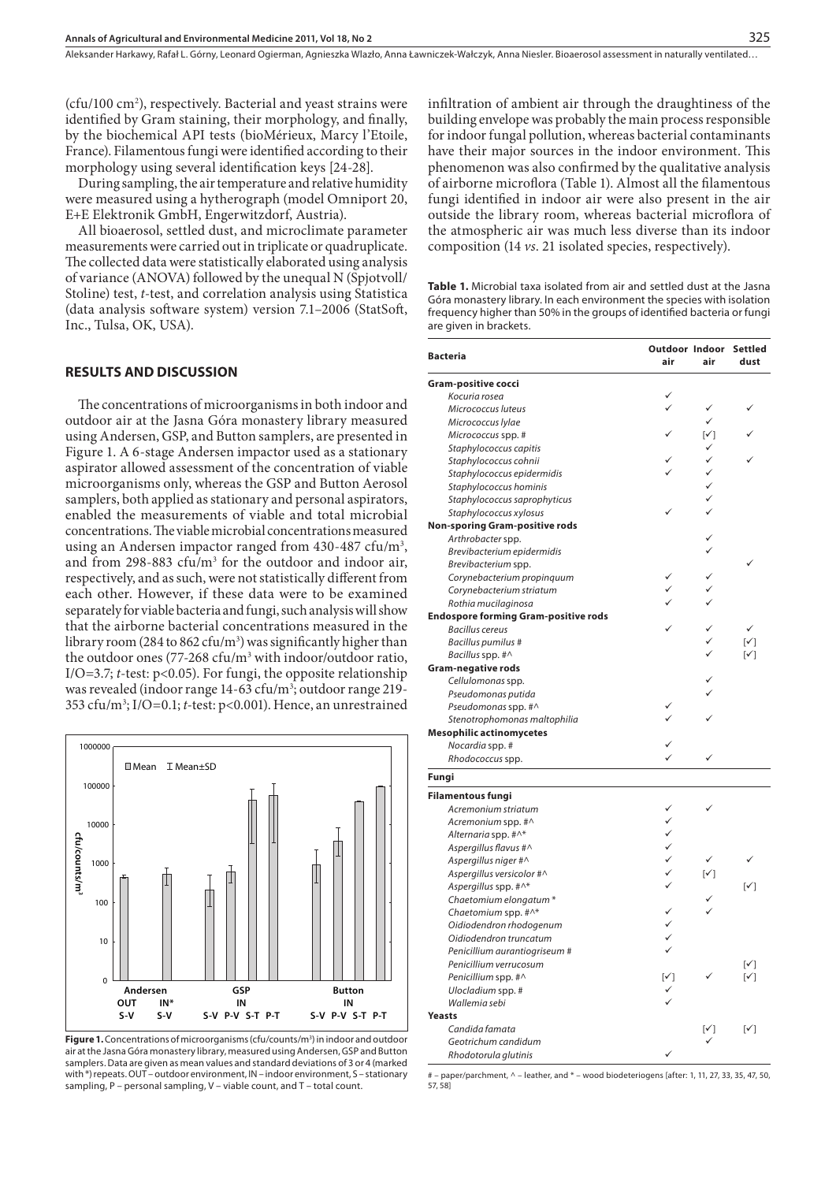(cfu/100 cm$^2$), respectively. Bacterial and yeast strains were identified by Gram staining, their morphology, and finally, by the biochemical API tests (bioMérieux, Marcy l'Etoile, France). Filamentous fungi were identified according to their morphology using several identification keys [24-28].

During sampling, the air temperature and relative humidity were measured using a hytherograph (model Omniport 20, E+E Elektronik GmbH, Engerwitzdorf, Austria).

All bioaerosol, settled dust, and microclimate parameter measurements were carried out in triplicate or quadruplicate. The collected data were statistically elaborated using analysis of variance (ANOVA) followed by the unequal N (Spjotvoll/Stoline) test, *t*-test, and correlation analysis using Statistica (data analysis software system) version 7.1–2006 (StatSoft, Inc., Tulsa, OK, USA).

## RESULTS AND DISCUSSION

The concentrations of microorganisms in both indoor and outdoor air at the Jasna Góra monastery library measured using Andersen, GSP, and Button samplers, are presented in Figure 1. A 6-stage Andersen impactor used as a stationary aspirator allowed assessment of the concentration of viable microorganisms only, whereas the GSP and Button Aerosol samplers, both applied as stationary and personal aspirators, enabled the measurements of viable and total microbial concentrations. The viable microbial concentrations measured using an Andersen impactor ranged from 430-487 cfu/m$^3$, and from 298-883 cfu/m$^3$ for the outdoor and indoor air, respectively, and as such, were not statistically different from each other. However, if these data were to be examined separately for viable bacteria and fungi, such analysis will show that the airborne bacterial concentrations measured in the library room (284 to 862 cfu/m$^3$) was significantly higher than the outdoor ones (77-268 cfu/m$^3$ with indoor/outdoor ratio, I/O=3.7; *t*-test: $p<0.05$). For fungi, the opposite relationship was revealed (indoor range 14-63 cfu/m$^3$; outdoor range 219-353 cfu/m$^3$; I/O=0.1; *t*-test: $p<0.001$). Hence, an unrestrained infiltration of ambient air through the draughtiness of the building envelope was probably the main process responsible for indoor fungal pollution, whereas bacterial contaminants have their major sources in the indoor environment. This phenomenon was also confirmed by the qualitative analysis of airborne microflora (Table 1). Almost all the filamentous fungi identified in indoor air were also present in the air outside the library room, whereas bacterial microflora of the atmospheric air was much less diverse than its indoor composition (14 *vs*. 21 isolated species, respectively).

**Figure 1.** Concentrations of microorganisms (cfu/counts/m$^3$) in indoor and outdoor air at the Jasna Góra monastery library, measured using Andersen, GSP and Button samplers. Data are given as mean values and standard deviations of 3 or 4 (marked with *) repeats. OUT – outdoor environment, IN – indoor environment, S – stationary sampling, P – personal sampling, V – viable count, and T – total count.

**Table 1.** Microbial taxa isolated from air and settled dust at the Jasna Góra monastery library. In each environment the species with isolation frequency higher than 50% in the groups of identified bacteria or fungi are given in brackets.

| Bacteria | Outdoor air | Indoor air | Settled dust |
|---|---|---|---|
| **Gram-positive cocci** | | | |
| *Kocuria rosea* | ✓ | | |
| *Micrococcus luteus* | ✓ | ✓ | ✓ |
| *Micrococcus lylae* | | ✓ | |
| *Micrococcus* spp. # | ✓ | [✓] | ✓ |
| *Staphylococcus capitis* | | ✓ | |
| *Staphylococcus cohnii* | ✓ | ✓ | ✓ |
| *Staphylococcus epidermidis* | ✓ | ✓ | |
| *Staphylococcus hominis* | | ✓ | |
| *Staphylococcus saprophyticus* | | ✓ | |
| *Staphylococcus xylosus* | ✓ | ✓ | |
| **Non-sporing Gram-positive rods** | | | |
| *Arthrobacter* spp. | | ✓ | |
| *Brevibacterium epidermidis* | | ✓ | |
| *Brevibacterium* spp. | | | ✓ |
| *Corynebacterium propinquum* | ✓ | ✓ | |
| *Corynebacterium striatum* | ✓ | ✓ | |
| *Rothia mucilaginosa* | ✓ | ✓ | |
| **Endospore forming Gram-positive rods** | | | |
| *Bacillus cereus* | ✓ | ✓ | ✓ |
| *Bacillus pumilus* # | | ✓ | [✓] |
| *Bacillus* spp. #^ | | ✓ | [✓] |
| **Gram-negative rods** | | | |
| *Cellulomonas* spp. | | ✓ | |
| *Pseudomonas putida* | | ✓ | |
| *Pseudomonas* spp. #^ | ✓ | | |
| *Stenotrophomonas maltophilia* | ✓ | ✓ | |
| **Mesophilic actinomycetes** | | | |
| *Nocardia* spp. # | ✓ | | |
| *Rhodococcus* spp. | ✓ | ✓ | |
| **Fungi** | | | |
| **Filamentous fungi** | | | |
| *Acremonium striatum* | ✓ | ✓ | |
| *Acremonium* spp. #^ | ✓ | | |
| *Alternaria* spp. #^* | ✓ | | |
| *Aspergillus flavus* #^ | ✓ | | |
| *Aspergillus niger* #^ | ✓ | ✓ | ✓ |
| *Aspergillus versicolor* #^ | ✓ | [✓] | |
| *Aspergillus* spp. #^* | ✓ | | [✓] |
| *Chaetomium elongatum* * | | ✓ | |
| *Chaetomium* spp. #^* | ✓ | ✓ | |
| *Oidiodendron rhodogenum* | ✓ | | |
| *Oidiodendron truncatum* | ✓ | | |
| *Penicillium aurantiogriseum* # | ✓ | | |
| *Penicillium verrucosum* | | | [✓] |
| *Penicillium* spp. #^ | [✓] | ✓ | [✓] |
| *Ulocladium* spp. # | ✓ | | |
| *Wallemia sebi* | ✓ | | |
| **Yeasts** | | | |
| *Candida famata* | | [✓] | [✓] |
| *Geotrichum candidum* | | ✓ | |
| *Rhodotorula glutinis* | ✓ | | |

# – paper/parchment, ^ – leather, and * – wood biodeteriogens [after: 1, 11, 27, 33, 35, 47, 50, 57, 58]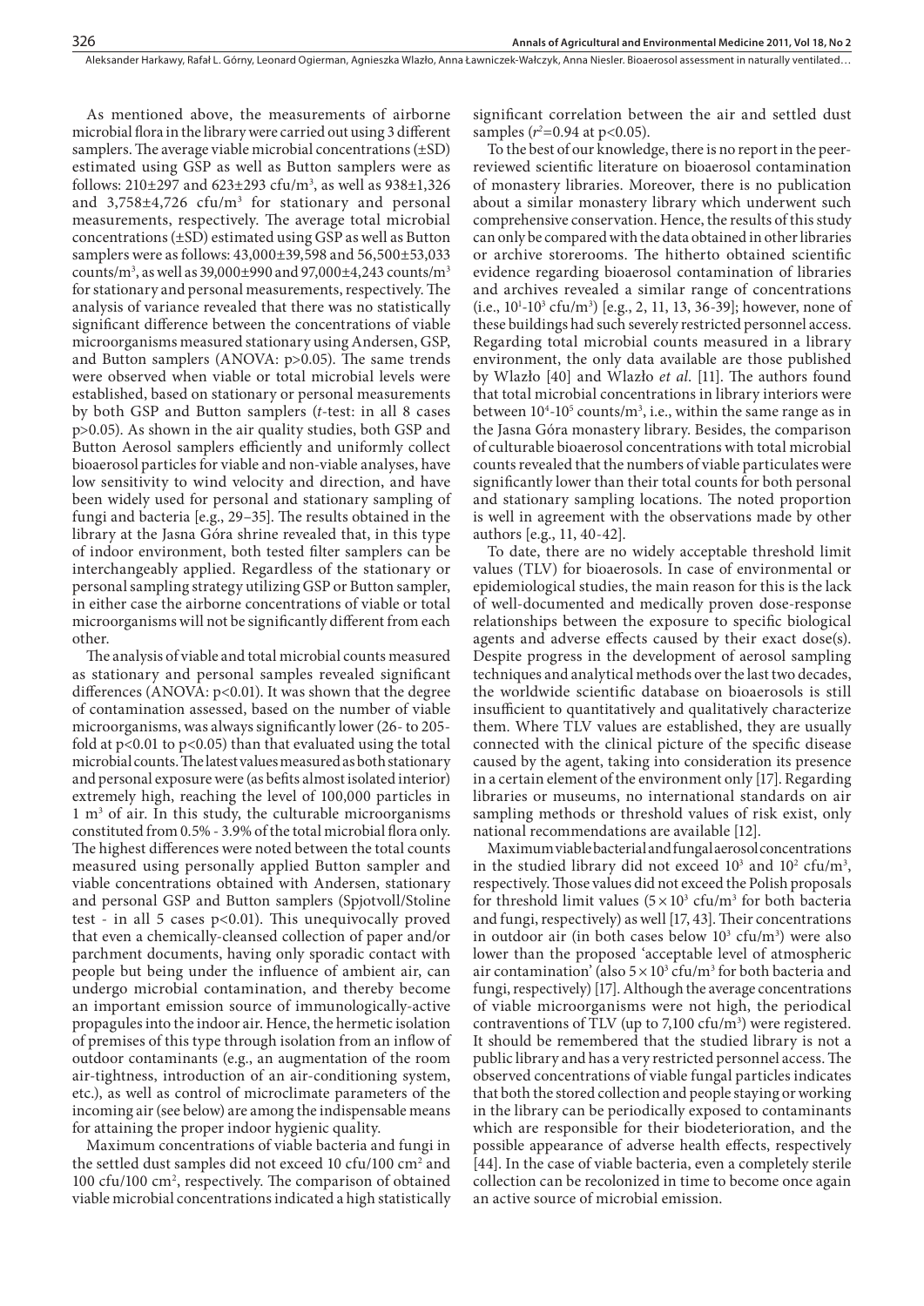As mentioned above, the measurements of airborne microbial flora in the library were carried out using 3 different samplers. The average viable microbial concentrations (±SD) estimated using GSP as well as Button samplers were as follows: 210±297 and 623±293 cfu/m$^3$, as well as 938±1,326 and 3,758±4,726 cfu/m$^3$ for stationary and personal measurements, respectively. The average total microbial concentrations (±SD) estimated using GSP as well as Button samplers were as follows: 43,000±39,598 and 56,500±53,033 counts/m$^3$, as well as 39,000±990 and 97,000±4,243 counts/m$^3$ for stationary and personal measurements, respectively. The analysis of variance revealed that there was no statistically significant difference between the concentrations of viable microorganisms measured stationary using Andersen, GSP, and Button samplers (ANOVA: $p>0.05$). The same trends were observed when viable or total microbial levels were established, based on stationary or personal measurements by both GSP and Button samplers (*t*-test: in all 8 cases $p>0.05$). As shown in the air quality studies, both GSP and Button Aerosol samplers efficiently and uniformly collect bioaerosol particles for viable and non-viable analyses, have low sensitivity to wind velocity and direction, and have been widely used for personal and stationary sampling of fungi and bacteria [e.g., 29–35]. The results obtained in the library at the Jasna Góra shrine revealed that, in this type of indoor environment, both tested filter samplers can be interchangeably applied. Regardless of the stationary or personal sampling strategy utilizing GSP or Button sampler, in either case the airborne concentrations of viable or total microorganisms will not be significantly different from each other.

The analysis of viable and total microbial counts measured as stationary and personal samples revealed significant differences (ANOVA: $p<0.01$). It was shown that the degree of contamination assessed, based on the number of viable microorganisms, was always significantly lower (26- to 205-fold at $p<0.01$ to $p<0.05$) than that evaluated using the total microbial counts. The latest values measured as both stationary and personal exposure were (as befits almost isolated interior) extremely high, reaching the level of 100,000 particles in 1 m$^3$ of air. In this study, the culturable microorganisms constituted from 0.5% - 3.9% of the total microbial flora only. The highest differences were noted between the total counts measured using personally applied Button sampler and viable concentrations obtained with Andersen, stationary and personal GSP and Button samplers (Spjotvoll/Stoline test - in all 5 cases $p<0.01$). This unequivocally proved that even a chemically-cleansed collection of paper and/or parchment documents, having only sporadic contact with people but being under the influence of ambient air, can undergo microbial contamination, and thereby become an important emission source of immunologically-active propagules into the indoor air. Hence, the hermetic isolation of premises of this type through isolation from an inflow of outdoor contaminants (e.g., an augmentation of the room air-tightness, introduction of an air-conditioning system, etc.), as well as control of microclimate parameters of the incoming air (see below) are among the indispensable means for attaining the proper indoor hygienic quality.

Maximum concentrations of viable bacteria and fungi in the settled dust samples did not exceed 10 cfu/100 cm$^2$ and 100 cfu/100 cm$^2$, respectively. The comparison of obtained viable microbial concentrations indicated a high statistically significant correlation between the air and settled dust samples ($r^2=0.94$ at $p<0.05$).

To the best of our knowledge, there is no report in the peer-reviewed scientific literature on bioaerosol contamination of monastery libraries. Moreover, there is no publication about a similar monastery library which underwent such comprehensive conservation. Hence, the results of this study can only be compared with the data obtained in other libraries or archive storerooms. The hitherto obtained scientific evidence regarding bioaerosol contamination of libraries and archives revealed a similar range of concentrations (i.e., $10^1$-$10^3$ cfu/m$^3$) [e.g., 2, 11, 13, 36-39]; however, none of these buildings had such severely restricted personnel access. Regarding total microbial counts measured in a library environment, the only data available are those published by Wlazło [40] and Wlazło *et al*. [11]. The authors found that total microbial concentrations in library interiors were between $10^4$-$10^5$ counts/m$^3$, i.e., within the same range as in the Jasna Góra monastery library. Besides, the comparison of culturable bioaerosol concentrations with total microbial counts revealed that the numbers of viable particulates were significantly lower than their total counts for both personal and stationary sampling locations. The noted proportion is well in agreement with the observations made by other authors [e.g., 11, 40-42].

To date, there are no widely acceptable threshold limit values (TLV) for bioaerosols. In case of environmental or epidemiological studies, the main reason for this is the lack of well-documented and medically proven dose-response relationships between the exposure to specific biological agents and adverse effects caused by their exact dose(s). Despite progress in the development of aerosol sampling techniques and analytical methods over the last two decades, the worldwide scientific database on bioaerosols is still insufficient to quantitatively and qualitatively characterize them. Where TLV values are established, they are usually connected with the clinical picture of the specific disease caused by the agent, taking into consideration its presence in a certain element of the environment only [17]. Regarding libraries or museums, no international standards on air sampling methods or threshold values of risk exist, only national recommendations are available [12].

Maximum viable bacterial and fungal aerosol concentrations in the studied library did not exceed $10^3$ and $10^2$ cfu/m$^3$, respectively. Those values did not exceed the Polish proposals for threshold limit values ($5 \times 10^3$ cfu/m$^3$ for both bacteria and fungi, respectively) as well [17, 43]. Their concentrations in outdoor air (in both cases below $10^3$ cfu/m$^3$) were also lower than the proposed 'acceptable level of atmospheric air contamination' (also $5 \times 10^3$ cfu/m$^3$ for both bacteria and fungi, respectively) [17]. Although the average concentrations of viable microorganisms were not high, the periodical contraventions of TLV (up to 7,100 cfu/m$^3$) were registered. It should be remembered that the studied library is not a public library and has a very restricted personnel access. The observed concentrations of viable fungal particles indicates that both the stored collection and people staying or working in the library can be periodically exposed to contaminants which are responsible for their biodeterioration, and the possible appearance of adverse health effects, respectively [44]. In the case of viable bacteria, even a completely sterile collection can be recolonized in time to become once again an active source of microbial emission.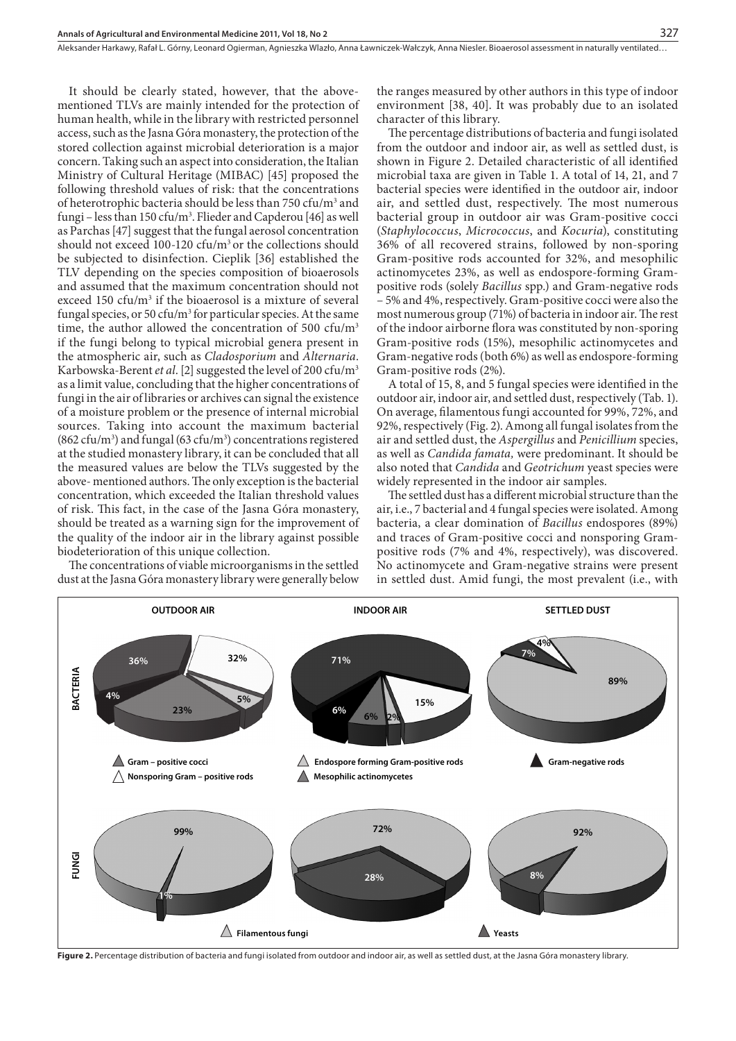It should be clearly stated, however, that the above-mentioned TLVs are mainly intended for the protection of human health, while in the library with restricted personnel access, such as the Jasna Góra monastery, the protection of the stored collection against microbial deterioration is a major concern. Taking such an aspect into consideration, the Italian Ministry of Cultural Heritage (MIBAC) [45] proposed the following threshold values of risk: that the concentrations of heterotrophic bacteria should be less than 750 cfu/m$^3$ and fungi – less than 150 cfu/m$^3$. Flieder and Capderou [46] as well as Parchas [47] suggest that the fungal aerosol concentration should not exceed 100-120 cfu/m$^3$ or the collections should be subjected to disinfection. Cieplik [36] established the TLV depending on the species composition of bioaerosols and assumed that the maximum concentration should not exceed 150 cfu/m$^3$ if the bioaerosol is a mixture of several fungal species, or 50 cfu/m$^3$ for particular species. At the same time, the author allowed the concentration of 500 cfu/m$^3$ if the fungi belong to typical microbial genera present in the atmospheric air, such as *Cladosporium* and *Alternaria*. Karbowska-Berent *et al*. [2] suggested the level of 200 cfu/m$^3$ as a limit value, concluding that the higher concentrations of fungi in the air of libraries or archives can signal the existence of a moisture problem or the presence of internal microbial sources. Taking into account the maximum bacterial (862 cfu/m$^3$) and fungal (63 cfu/m$^3$) concentrations registered at the studied monastery library, it can be concluded that all the measured values are below the TLVs suggested by the above- mentioned authors. The only exception is the bacterial concentration, which exceeded the Italian threshold values of risk. This fact, in the case of the Jasna Góra monastery, should be treated as a warning sign for the improvement of the quality of the indoor air in the library against possible biodeterioration of this unique collection.

The concentrations of viable microorganisms in the settled dust at the Jasna Góra monastery library were generally below the ranges measured by other authors in this type of indoor environment [38, 40]. It was probably due to an isolated character of this library.

The percentage distributions of bacteria and fungi isolated from the outdoor and indoor air, as well as settled dust, is shown in Figure 2. Detailed characteristic of all identified microbial taxa are given in Table 1. A total of 14, 21, and 7 bacterial species were identified in the outdoor air, indoor air, and settled dust, respectively. The most numerous bacterial group in outdoor air was Gram-positive cocci (*Staphylococcus*, *Micrococcus*, and *Kocuria*), constituting 36% of all recovered strains, followed by non-sporing Gram-positive rods accounted for 32%, and mesophilic actinomycetes 23%, as well as endospore-forming Gram-positive rods (solely *Bacillus* spp.) and Gram-negative rods – 5% and 4%, respectively. Gram-positive cocci were also the most numerous group (71%) of bacteria in indoor air. The rest of the indoor airborne flora was constituted by non-sporing Gram-positive rods (15%), mesophilic actinomycetes and Gram-negative rods (both 6%) as well as endospore-forming Gram-positive rods (2%).

A total of 15, 8, and 5 fungal species were identified in the outdoor air, indoor air, and settled dust, respectively (Tab. 1). On average, filamentous fungi accounted for 99%, 72%, and 92%, respectively (Fig. 2). Among all fungal isolates from the air and settled dust, the *Aspergillus* and *Penicillium* species, as well as *Candida famata,* were predominant. It should be also noted that *Candida* and *Geotrichum* yeast species were widely represented in the indoor air samples.

The settled dust has a different microbial structure than the air, i.e., 7 bacterial and 4 fungal species were isolated. Among bacteria, a clear domination of *Bacillus* endospores (89%) and traces of Gram-positive cocci and nonsporing Gram-positive rods (7% and 4%, respectively), was discovered. No actinomycete and Gram-negative strains were present in settled dust. Amid fungi, the most prevalent (i.e., with

**Figure 2.** Percentage distribution of bacteria and fungi isolated from outdoor and indoor air, as well as settled dust, at the Jasna Góra monastery library.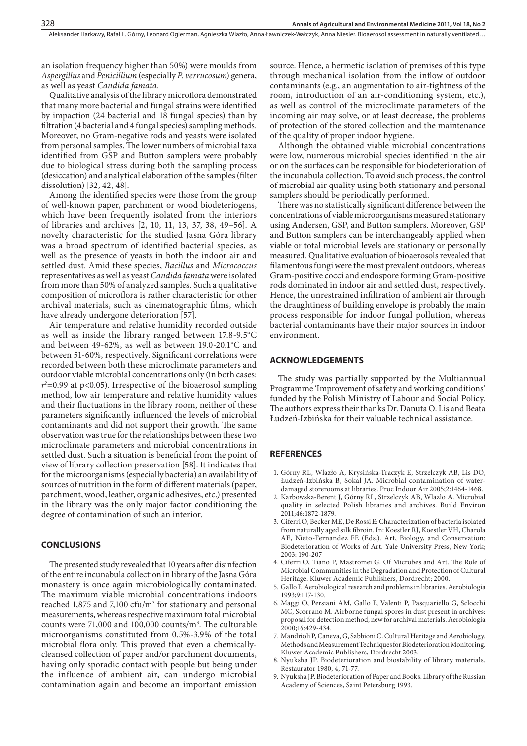an isolation frequency higher than 50%) were moulds from *Aspergillus* and *Penicillium* (especially *P. verrucosum*) genera, as well as yeast *Candida famata*.

Qualitative analysis of the library microflora demonstrated that many more bacterial and fungal strains were identified by impaction (24 bacterial and 18 fungal species) than by filtration (4 bacterial and 4 fungal species) sampling methods. Moreover, no Gram-negative rods and yeasts were isolated from personal samples. The lower numbers of microbial taxa identified from GSP and Button samplers were probably due to biological stress during both the sampling process (desiccation) and analytical elaboration of the samples (filter dissolution) [32, 42, 48].

Among the identified species were those from the group of well-known paper, parchment or wood biodeteriogens, which have been frequently isolated from the interiors of libraries and archives [2, 10, 11, 13, 37, 38, 49–56]. A novelty characteristic for the studied Jasna Góra library was a broad spectrum of identified bacterial species, as well as the presence of yeasts in both the indoor air and settled dust. Amid these species, *Bacillus* and *Micrococcus* representatives as well as yeast *Candida famata* were isolated from more than 50% of analyzed samples. Such a qualitative composition of microflora is rather characteristic for other archival materials, such as cinematographic films, which have already undergone deterioration [57].

Air temperature and relative humidity recorded outside as well as inside the library ranged between 17.8-9.5°C and between 49-62%, as well as between 19.0-20.1°C and between 51-60%, respectively. Significant correlations were recorded between both these microclimate parameters and outdoor viable microbial concentrations only (in both cases: $r^2$=0.99 at $p<0.05$). Irrespective of the bioaerosol sampling method, low air temperature and relative humidity values and their fluctuations in the library room, neither of these parameters significantly influenced the levels of microbial contaminants and did not support their growth. The same observation was true for the relationships between these two microclimate parameters and microbial concentrations in settled dust. Such a situation is beneficial from the point of view of library collection preservation [58]. It indicates that for the microorganisms (especially bacteria) an availability of sources of nutrition in the form of different materials (paper, parchment, wood, leather, organic adhesives, etc.) presented in the library was the only major factor conditioning the degree of contamination of such an interior.

## CONCLUSIONS

The presented study revealed that 10 years after disinfection of the entire incunabula collection in library of the Jasna Góra monastery is once again microbiologically contaminated. The maximum viable microbial concentrations indoors reached 1,875 and 7,100 cfu/m$^3$ for stationary and personal measurements, whereas respective maximum total microbial counts were 71,000 and 100,000 counts/m$^3$. The culturable microorganisms constituted from 0.5%-3.9% of the total microbial flora only. This proved that even a chemically-cleansed collection of paper and/or parchment documents, having only sporadic contact with people but being under the influence of ambient air, can undergo microbial contamination again and become an important emission source. Hence, a hermetic isolation of premises of this type through mechanical isolation from the inflow of outdoor contaminants (e.g., an augmentation to air-tightness of the room, introduction of an air-conditioning system, etc.), as well as control of the microclimate parameters of the incoming air may solve, or at least decrease, the problems of protection of the stored collection and the maintenance of the quality of proper indoor hygiene.

Although the obtained viable microbial concentrations were low, numerous microbial species identified in the air or on the surfaces can be responsible for biodeterioration of the incunabula collection. To avoid such process, the control of microbial air quality using both stationary and personal samplers should be periodically performed.

There was no statistically significant difference between the concentrations of viable microorganisms measured stationary using Andersen, GSP, and Button samplers. Moreover, GSP and Button samplers can be interchangeably applied when viable or total microbial levels are stationary or personally measured. Qualitative evaluation of bioaerosols revealed that filamentous fungi were the most prevalent outdoors, whereas Gram-positive cocci and endospore forming Gram-positive rods dominated in indoor air and settled dust, respectively. Hence, the unrestrained infiltration of ambient air through the draughtiness of building envelope is probably the main process responsible for indoor fungal pollution, whereas bacterial contaminants have their major sources in indoor environment.

## ACKNOWLEDGEMENTS

The study was partially supported by the Multiannual Programme 'Improvement of safety and working conditions' funded by the Polish Ministry of Labour and Social Policy. The authors express their thanks Dr. Danuta O. Lis and Beata Łudzeń-Izbińska for their valuable technical assistance.

## REFERENCES

1. Górny RL, Wlazło A, Krysińska-Traczyk E, Strzelczyk AB, Lis DO, Łudzeń-Izbińska B, Sokal JA. Microbial contamination of water-damaged storerooms at libraries. Proc Indoor Air 2005;2:1464-1468.
2. Karbowska-Berent J, Górny RL, Strzelczyk AB, Wlazło A. Microbial quality in selected Polish libraries and archives. Build Environ 2011;46:1872-1879.
3. Ciferri O, Becker ME, De Rossi E: Characterization of bacteria isolated from naturally aged silk fibroin. In: Koestler RJ, Koestler VH, Charola AE, Nieto-Fernandez FE (Eds.). Art, Biology, and Conservation: Biodeterioration of Works of Art. Yale University Press, New York; 2003: 190-207
4. Ciferri O, Tiano P, Mastromei G. Of Microbes and Art. The Role of Microbial Communities in the Degradation and Protection of Cultural Heritage. Kluwer Academic Publishers, Dordrecht; 2000.
5. Gallo F. Aerobiological research and problems in libraries. Aerobiologia 1993;9:117-130.
6. Maggi O, Persiani AM, Gallo F, Valenti P, Pasquariello G, Sclocchi MC, Scorrano M. Airborne fungal spores in dust present in archives: proposal for detection method, new for archival materials. Aerobiologia 2000;16:429-434.
7. Mandrioli P, Caneva, G, Sabbioni C. Cultural Heritage and Aerobiology. Methods and Measurement Techniques for Biodeterioration Monitoring. Kluwer Academic Publishers, Dordrecht 2003.
8. Nyuksha JP. Biodeterioration and biostability of library materials. Restaurator 1980, 4, 71-77.
9. Nyuksha JP. Biodeterioration of Paper and Books. Library of the Russian Academy of Sciences, Saint Petersburg 1993.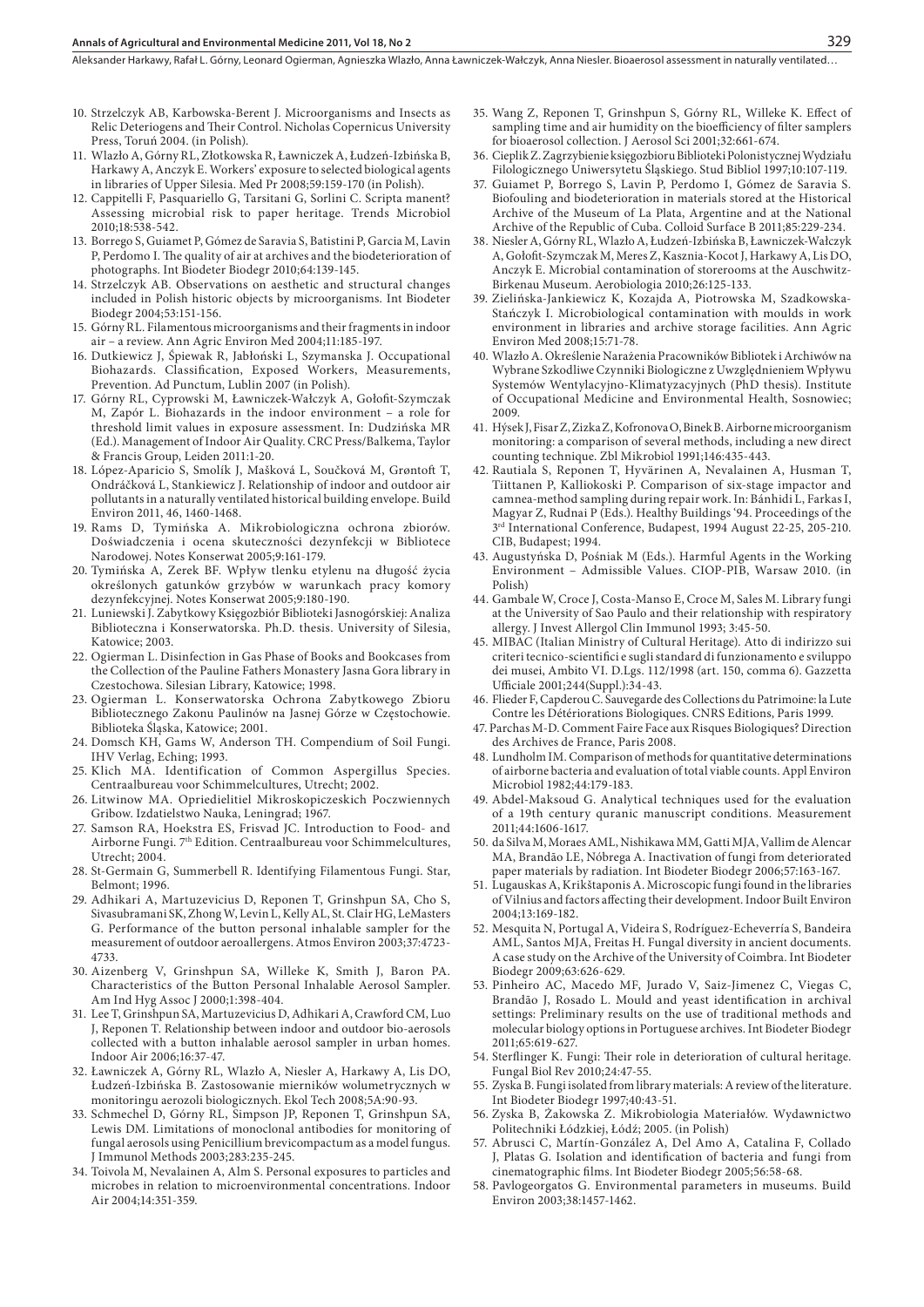10. Strzelczyk AB, Karbowska-Berent J. Microorganisms and Insects as Relic Deteriogens and Their Control. Nicholas Copernicus University Press, Toruń 2004. (in Polish).
11. Wlazło A, Górny RL, Złotkowska R, Ławniczek A, Łudzeń-Izbińska B, Harkawy A, Anczyk E. Workers' exposure to selected biological agents in libraries of Upper Silesia. Med Pr 2008;59:159-170 (in Polish).
12. Cappitelli F, Pasquariello G, Tarsitani G, Sorlini C. Scripta manent? Assessing microbial risk to paper heritage. Trends Microbiol 2010;18:538-542.
13. Borrego S, Guiamet P, Gómez de Saravia S, Batistini P, Garcia M, Lavin P, Perdomo I. The quality of air at archives and the biodeterioration of photographs. Int Biodeter Biodegr 2010;64:139-145.
14. Strzelczyk AB. Observations on aesthetic and structural changes included in Polish historic objects by microorganisms. Int Biodeter Biodegr 2004;53:151-156.
15. Górny RL. Filamentous microorganisms and their fragments in indoor air – a review. Ann Agric Environ Med 2004;11:185-197.
16. Dutkiewicz J, Śpiewak R, Jabłoński L, Szymanska J. Occupational Biohazards. Classification, Exposed Workers, Measurements, Prevention. Ad Punctum, Lublin 2007 (in Polish).
17. Górny RL, Cyprowski M, Ławniczek-Wałczyk A, Gołofit-Szymczak M, Zapór L. Biohazards in the indoor environment – a role for threshold limit values in exposure assessment. In: Dudzińska MR (Ed.). Management of Indoor Air Quality. CRC Press/Balkema, Taylor & Francis Group, Leiden 2011:1-20.
18. López-Aparicio S, Smolík J, Mašková L, Součková M, Grøntoft T, Ondráčková L, Stankiewicz J. Relationship of indoor and outdoor air pollutants in a naturally ventilated historical building envelope. Build Environ 2011, 46, 1460-1468.
19. Rams D, Tymińska A. Mikrobiologiczna ochrona zbiorów. Doświadczenia i ocena skuteczności dezynfekcji w Bibliotece Narodowej. Notes Konserwat 2005;9:161-179.
20. Tymińska A, Zerek BF. Wpływ tlenku etylenu na długość życia określonych gatunków grzybów w warunkach pracy komory dezynfekcyjnej. Notes Konserwat 2005;9:180-190.
21. Luniewski J. Zabytkowy Księgozbiór Biblioteki Jasnogórskiej: Analiza Biblioteczna i Konserwatorska. Ph.D. thesis. University of Silesia, Katowice; 2003.
22. Ogierman L. Disinfection in Gas Phase of Books and Bookcases from the Collection of the Pauline Fathers Monastery Jasna Gora library in Czestochowa. Silesian Library, Katowice; 1998.
23. Ogierman L. Konserwatorska Ochrona Zabytkowego Zbioru Bibliotecznego Zakonu Paulinów na Jasnej Górze w Częstochowie. Biblioteka Śląska, Katowice; 2001.
24. Domsch KH, Gams W, Anderson TH. Compendium of Soil Fungi. IHV Verlag, Eching; 1993.
25. Klich MA. Identification of Common Aspergillus Species. Centraalbureau voor Schimmelcultures, Utrecht; 2002.
26. Litwinow MA. Opriedielitiel Mikroskopiczeskich Poczwiennych Gribow. Izdatielstwo Nauka, Leningrad; 1967.
27. Samson RA, Hoekstra ES, Frisvad JC. Introduction to Food- and Airborne Fungi. 7th Edition. Centraalbureau voor Schimmelcultures, Utrecht; 2004.
28. St-Germain G, Summerbell R. Identifying Filamentous Fungi. Star, Belmont; 1996.
29. Adhikari A, Martuzevicius D, Reponen T, Grinshpun SA, Cho S, Sivasubramani SK, Zhong W, Levin L, Kelly AL, St. Clair HG, LeMasters G. Performance of the button personal inhalable sampler for the measurement of outdoor aeroallergens. Atmos Environ 2003;37:4723-4733.
30. Aizenberg V, Grinshpun SA, Willeke K, Smith J, Baron PA. Characteristics of the Button Personal Inhalable Aerosol Sampler. Am Ind Hyg Assoc J 2000;1:398-404.
31. Lee T, Grinshpun SA, Martuzevicius D, Adhikari A, Crawford CM, Luo J, Reponen T. Relationship between indoor and outdoor bio-aerosols collected with a button inhalable aerosol sampler in urban homes. Indoor Air 2006;16:37-47.
32. Ławniczek A, Górny RL, Wlazło A, Niesler A, Harkawy A, Lis DO, Łudzeń-Izbińska B. Zastosowanie mierników wolumetrycznych w monitoringu aerozoli biologicznych. Ekol Tech 2008;5A:90-93.
33. Schmechel D, Górny RL, Simpson JP, Reponen T, Grinshpun SA, Lewis DM. Limitations of monoclonal antibodies for monitoring of fungal aerosols using Penicillium brevicompactum as a model fungus. J Immunol Methods 2003;283:235-245.
34. Toivola M, Nevalainen A, Alm S. Personal exposures to particles and microbes in relation to microenvironmental concentrations. Indoor Air 2004;14:351-359.
35. Wang Z, Reponen T, Grinshpun S, Górny RL, Willeke K. Effect of sampling time and air humidity on the bioefficiency of filter samplers for bioaerosol collection. J Aerosol Sci 2001;32:661-674.
36. Cieplik Z. Zagrzybienie księgozbioru Biblioteki Polonistycznej Wydziału Filologicznego Uniwersytetu Śląskiego. Stud Bibliol 1997;10:107-119.
37. Guiamet P, Borrego S, Lavin P, Perdomo I, Gómez de Saravia S. Biofouling and biodeterioration in materials stored at the Historical Archive of the Museum of La Plata, Argentine and at the National Archive of the Republic of Cuba. Colloid Surface B 2011;85:229-234.
38. Niesler A, Górny RL, Wlazło A, Łudzeń-Izbińska B, Ławniczek-Wałczyk A, Gołofit-Szymczak M, Meres Z, Kasznia-Kocot J, Harkawy A, Lis DO, Anczyk E. Microbial contamination of storerooms at the Auschwitz-Birkenau Museum. Aerobiologia 2010;26:125-133.
39. Zielińska-Jankiewicz K, Kozajda A, Piotrowska M, Szadkowska-Stańczyk I. Microbiological contamination with moulds in work environment in libraries and archive storage facilities. Ann Agric Environ Med 2008;15:71-78.
40. Wlazło A. Określenie Narażenia Pracowników Bibliotek i Archiwów na Wybrane Szkodliwe Czynniki Biologiczne z Uwzględnieniem Wpływu Systemów Wentylacyjno-Klimatyzacyjnych (PhD thesis). Institute of Occupational Medicine and Environmental Health, Sosnowiec; 2009.
41. Hýsek J, Fisar Z, Zizka Z, Kofronova O, Binek B. Airborne microorganism monitoring: a comparison of several methods, including a new direct counting technique. Zbl Mikrobiol 1991;146:435-443.
42. Rautiala S, Reponen T, Hyvärinen A, Nevalainen A, Husman T, Tiittanen P, Kalliokoski P. Comparison of six-stage impactor and camnea-method sampling during repair work. In: Bánhidi L, Farkas I, Magyar Z, Rudnai P (Eds.). Healthy Buildings '94. Proceedings of the 3rd International Conference, Budapest, 1994 August 22-25, 205-210. CIB, Budapest; 1994.
43. Augustyńska D, Pośniak M (Eds.). Harmful Agents in the Working Environment – Admissible Values. CIOP-PIB, Warsaw 2010. (in Polish)
44. Gambale W, Croce J, Costa-Manso E, Croce M, Sales M. Library fungi at the University of Sao Paulo and their relationship with respiratory allergy. J Invest Allergol Clin Immunol 1993; 3:45-50.
45. MIBAC (Italian Ministry of Cultural Heritage). Atto di indirizzo sui criteri tecnico-scientifici e sugli standard di funzionamento e sviluppo dei musei, Ambito VI. D.Lgs. 112/1998 (art. 150, comma 6). Gazzetta Ufficiale 2001;244(Suppl.):34-43.
46. Flieder F, Capderou C. Sauvegarde des Collections du Patrimoine: la Lute Contre les Détériorations Biologiques. CNRS Editions, Paris 1999.
47. Parchas M-D. Comment Faire Face aux Risques Biologiques? Direction des Archives de France, Paris 2008.
48. Lundholm IM. Comparison of methods for quantitative determinations of airborne bacteria and evaluation of total viable counts. Appl Environ Microbiol 1982;44:179-183.
49. Abdel-Maksoud G. Analytical techniques used for the evaluation of a 19th century quranic manuscript conditions. Measurement 2011;44:1606-1617.
50. da Silva M, Moraes AML, Nishikawa MM, Gatti MJA, Vallim de Alencar MA, Brandão LE, Nóbrega A. Inactivation of fungi from deteriorated paper materials by radiation. Int Biodeter Biodegr 2006;57:163-167.
51. Lugauskas A, Krikštaponis A. Microscopic fungi found in the libraries of Vilnius and factors affecting their development. Indoor Built Environ 2004;13:169-182.
52. Mesquita N, Portugal A, Videira S, Rodríguez-Echeverría S, Bandeira AML, Santos MJA, Freitas H. Fungal diversity in ancient documents. A case study on the Archive of the University of Coimbra. Int Biodeter Biodegr 2009;63:626-629.
53. Pinheiro AC, Macedo MF, Jurado V, Saiz-Jimenez C, Viegas C, Brandão J, Rosado L. Mould and yeast identification in archival settings: Preliminary results on the use of traditional methods and molecular biology options in Portuguese archives. Int Biodeter Biodegr 2011;65:619-627.
54. Sterflinger K. Fungi: Their role in deterioration of cultural heritage. Fungal Biol Rev 2010;24:47-55.
55. Zyska B. Fungi isolated from library materials: A review of the literature. Int Biodeter Biodegr 1997;40:43-51.
56. Zyska B, Żakowska Z. Mikrobiologia Materiałów. Wydawnictwo Politechniki Łódzkiej, Łódź; 2005. (in Polish)
57. Abrusci C, Martín-González A, Del Amo A, Catalina F, Collado J, Platas G. Isolation and identification of bacteria and fungi from cinematographic films. Int Biodeter Biodegr 2005;56:58-68.
58. Pavlogeorgatos G. Environmental parameters in museums. Build Environ 2003;38:1457-1462.